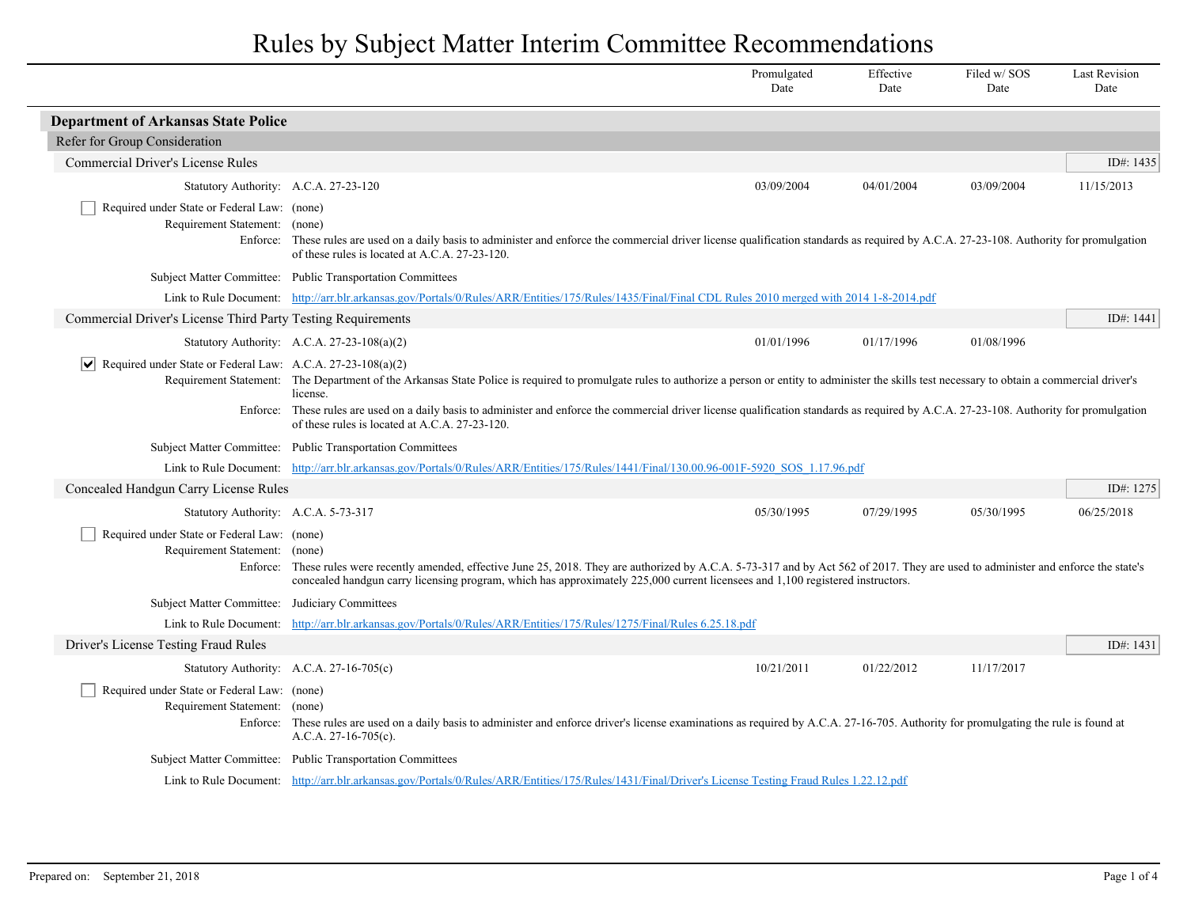# Rules by Subject Matter Interim Committee Recommendations

| | Promulgated Date | Effective Date | Filed w/ SOS Date | Last Revision Date |
|---|---|---|---|---|

## Department of Arkansas State Police

### Refer for Group Consideration

#### Commercial Driver's License Rules

ID#: 1435

| | Promulgated Date | Effective Date | Filed w/ SOS Date | Last Revision Date |
|---|---|---|---|---|
| Statutory Authority: A.C.A. 27-23-120 | 03/09/2004 | 04/01/2004 | 03/09/2004 | 11/15/2013 |

☐ Required under State or Federal Law: (none)

Requirement Statement: (none)

Enforce: These rules are used on a daily basis to administer and enforce the commercial driver license qualification standards as required by A.C.A. 27-23-108. Authority for promulgation of these rules is located at A.C.A. 27-23-120.

Subject Matter Committee: Public Transportation Committees

Link to Rule Document: http://arr.blr.arkansas.gov/Portals/0/Rules/ARR/Entities/175/Rules/1435/Final/Final CDL Rules 2010 merged with 2014 1-8-2014.pdf

#### Commercial Driver's License Third Party Testing Requirements

ID#: 1441

| | Promulgated Date | Effective Date | Filed w/ SOS Date | Last Revision Date |
|---|---|---|---|---|
| Statutory Authority: A.C.A. 27-23-108(a)(2) | 01/01/1996 | 01/17/1996 | 01/08/1996 | |

☑ Required under State or Federal Law: A.C.A. 27-23-108(a)(2)

Requirement Statement: The Department of the Arkansas State Police is required to promulgate rules to authorize a person or entity to administer the skills test necessary to obtain a commercial driver's license.

Enforce: These rules are used on a daily basis to administer and enforce the commercial driver license qualification standards as required by A.C.A. 27-23-108. Authority for promulgation of these rules is located at A.C.A. 27-23-120.

Subject Matter Committee: Public Transportation Committees

Link to Rule Document: http://arr.blr.arkansas.gov/Portals/0/Rules/ARR/Entities/175/Rules/1441/Final/130.00.96-001F-5920_SOS_1.17.96.pdf

#### Concealed Handgun Carry License Rules

ID#: 1275

| | Promulgated Date | Effective Date | Filed w/ SOS Date | Last Revision Date |
|---|---|---|---|---|
| Statutory Authority: A.C.A. 5-73-317 | 05/30/1995 | 07/29/1995 | 05/30/1995 | 06/25/2018 |

☐ Required under State or Federal Law: (none)

Requirement Statement: (none)

Enforce: These rules were recently amended, effective June 25, 2018. They are authorized by A.C.A. 5-73-317 and by Act 562 of 2017. They are used to administer and enforce the state's concealed handgun carry licensing program, which has approximately 225,000 current licensees and 1,100 registered instructors.

Subject Matter Committee: Judiciary Committees

Link to Rule Document: http://arr.blr.arkansas.gov/Portals/0/Rules/ARR/Entities/175/Rules/1275/Final/Rules 6.25.18.pdf

#### Driver's License Testing Fraud Rules

ID#: 1431

| | Promulgated Date | Effective Date | Filed w/ SOS Date | Last Revision Date |
|---|---|---|---|---|
| Statutory Authority: A.C.A. 27-16-705(c) | 10/21/2011 | 01/22/2012 | 11/17/2017 | |

☐ Required under State or Federal Law: (none)

Requirement Statement: (none)

Enforce: These rules are used on a daily basis to administer and enforce driver's license examinations as required by A.C.A. 27-16-705. Authority for promulgating the rule is found at A.C.A. 27-16-705(c).

Subject Matter Committee: Public Transportation Committees

Link to Rule Document: http://arr.blr.arkansas.gov/Portals/0/Rules/ARR/Entities/175/Rules/1431/Final/Driver's License Testing Fraud Rules 1.22.12.pdf

Prepared on: September 21, 2018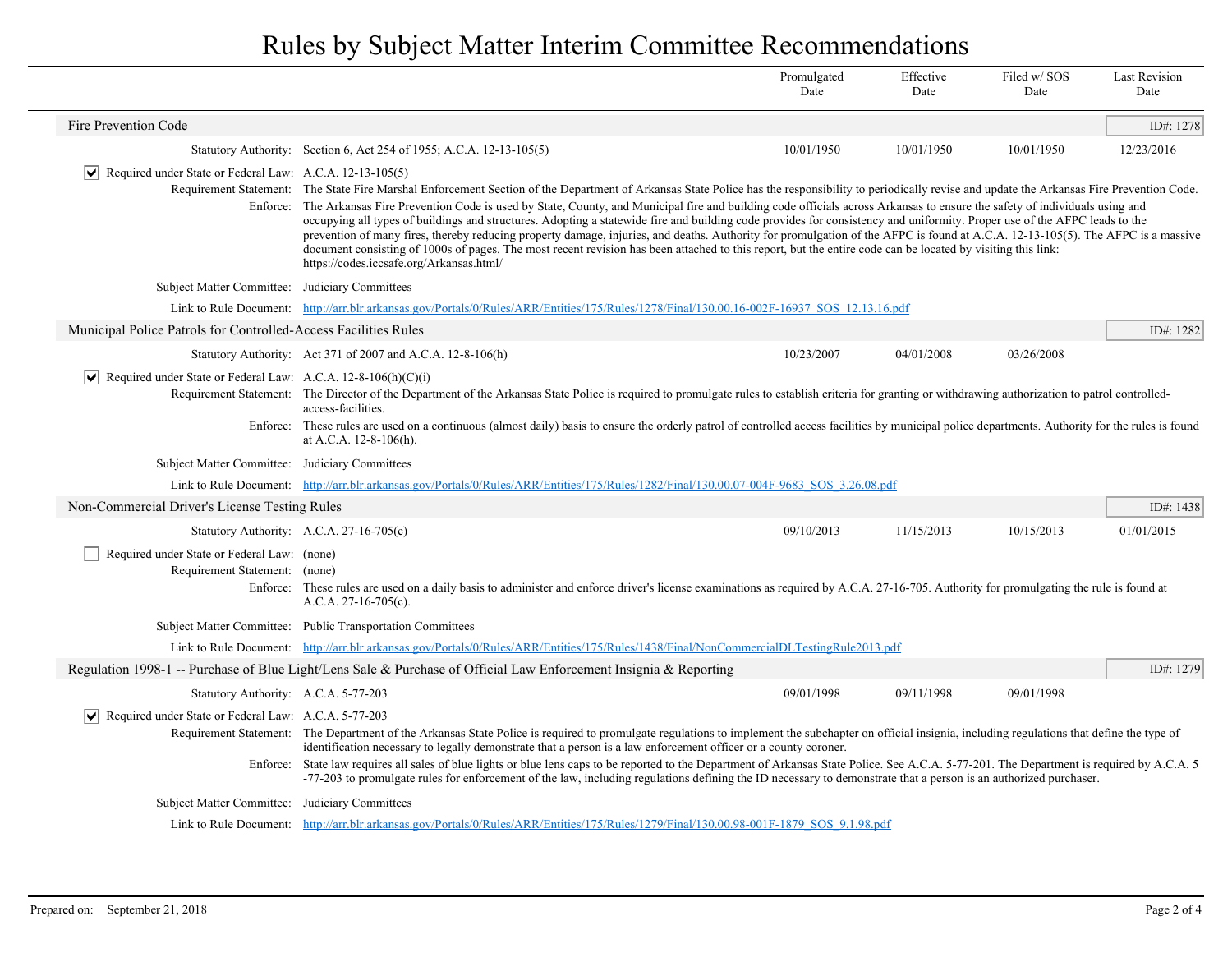# Rules by Subject Matter Interim Committee Recommendations

| | Promulgated Date | Effective Date | Filed w/ SOS Date | Last Revision Date |
|---|---|---|---|---|

## Fire Prevention Code

ID#: 1278

| Statutory Authority: Section 6, Act 254 of 1955; A.C.A. 12-13-105(5) | Promulgated Date | Effective Date | Filed w/ SOS Date | Last Revision Date |
|---|---|---|---|---|
| | 10/01/1950 | 10/01/1950 | 10/01/1950 | 12/23/2016 |

☑ Required under State or Federal Law: A.C.A. 12-13-105(5)

**Requirement Statement:** The State Fire Marshal Enforcement Section of the Department of Arkansas State Police has the responsibility to periodically revise and update the Arkansas Fire Prevention Code.

**Enforce:** The Arkansas Fire Prevention Code is used by State, County, and Municipal fire and building code officials across Arkansas to ensure the safety of individuals using and occupying all types of buildings and structures. Adopting a statewide fire and building code provides for consistency and uniformity. Proper use of the AFPC leads to the prevention of many fires, thereby reducing property damage, injuries, and deaths. Authority for promulgation of the AFPC is found at A.C.A. 12-13-105(5). The AFPC is a massive document consisting of 1000s of pages. The most recent revision has been attached to this report, but the entire code can be located by visiting this link: https://codes.iccsafe.org/Arkansas.html/

**Subject Matter Committee:** Judiciary Committees

**Link to Rule Document:** http://arr.blr.arkansas.gov/Portals/0/Rules/ARR/Entities/175/Rules/1278/Final/130.00.16-002F-16937_SOS_12.13.16.pdf

## Municipal Police Patrols for Controlled-Access Facilities Rules

ID#: 1282

| Statutory Authority: Act 371 of 2007 and A.C.A. 12-8-106(h) | Promulgated Date | Effective Date | Filed w/ SOS Date | Last Revision Date |
|---|---|---|---|---|
| | 10/23/2007 | 04/01/2008 | 03/26/2008 | |

☑ Required under State or Federal Law: A.C.A. 12-8-106(h)(C)(i)

**Requirement Statement:** The Director of the Department of the Arkansas State Police is required to promulgate rules to establish criteria for granting or withdrawing authorization to patrol controlled-access-facilities.

**Enforce:** These rules are used on a continuous (almost daily) basis to ensure the orderly patrol of controlled access facilities by municipal police departments. Authority for the rules is found at A.C.A. 12-8-106(h).

**Subject Matter Committee:** Judiciary Committees

**Link to Rule Document:** http://arr.blr.arkansas.gov/Portals/0/Rules/ARR/Entities/175/Rules/1282/Final/130.00.07-004F-9683_SOS_3.26.08.pdf

## Non-Commercial Driver's License Testing Rules

ID#: 1438

| Statutory Authority: A.C.A. 27-16-705(c) | Promulgated Date | Effective Date | Filed w/ SOS Date | Last Revision Date |
|---|---|---|---|---|
| | 09/10/2013 | 11/15/2013 | 10/15/2013 | 01/01/2015 |

☐ Required under State or Federal Law: (none)

**Requirement Statement:** (none)

**Enforce:** These rules are used on a daily basis to administer and enforce driver's license examinations as required by A.C.A. 27-16-705. Authority for promulgating the rule is found at A.C.A. 27-16-705(c).

**Subject Matter Committee:** Public Transportation Committees

**Link to Rule Document:** http://arr.blr.arkansas.gov/Portals/0/Rules/ARR/Entities/175/Rules/1438/Final/NonCommercialDLTestingRule2013.pdf

## Regulation 1998-1 -- Purchase of Blue Light/Lens Sale & Purchase of Official Law Enforcement Insignia & Reporting

ID#: 1279

| Statutory Authority: A.C.A. 5-77-203 | Promulgated Date | Effective Date | Filed w/ SOS Date | Last Revision Date |
|---|---|---|---|---|
| | 09/01/1998 | 09/11/1998 | 09/01/1998 | |

☑ Required under State or Federal Law: A.C.A. 5-77-203

**Requirement Statement:** The Department of the Arkansas State Police is required to promulgate regulations to implement the subchapter on official insignia, including regulations that define the type of identification necessary to legally demonstrate that a person is a law enforcement officer or a county coroner.

**Enforce:** State law requires all sales of blue lights or blue lens caps to be reported to the Department of Arkansas State Police. See A.C.A. 5-77-201. The Department is required by A.C.A. 5-77-203 to promulgate rules for enforcement of the law, including regulations defining the ID necessary to demonstrate that a person is an authorized purchaser.

**Subject Matter Committee:** Judiciary Committees

**Link to Rule Document:** http://arr.blr.arkansas.gov/Portals/0/Rules/ARR/Entities/175/Rules/1279/Final/130.00.98-001F-1879_SOS_9.1.98.pdf

Prepared on: September 21, 2018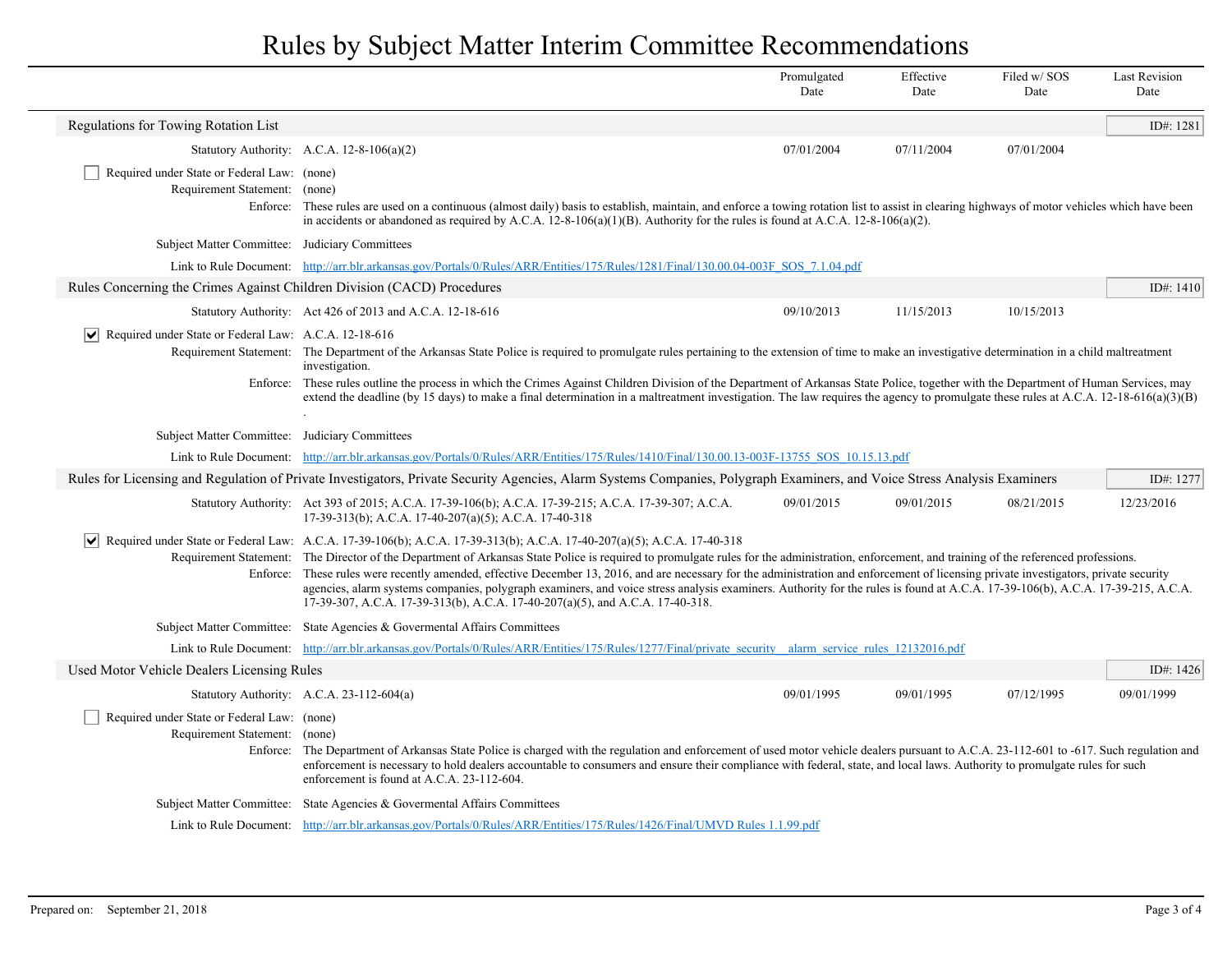# Rules by Subject Matter Interim Committee Recommendations

| | Promulgated Date | Effective Date | Filed w/ SOS Date | Last Revision Date |
|---|---|---|---|---|

## Regulations for Towing Rotation List

ID#: 1281

| | Promulgated Date | Effective Date | Filed w/ SOS Date | Last Revision Date |
|---|---|---|---|---|
| Statutory Authority: A.C.A. 12-8-106(a)(2) | 07/01/2004 | 07/11/2004 | 07/01/2004 | |

- [ ] Required under State or Federal Law: (none)

**Requirement Statement:** (none)

**Enforce:** These rules are used on a continuous (almost daily) basis to establish, maintain, and enforce a towing rotation list to assist in clearing highways of motor vehicles which have been in accidents or abandoned as required by A.C.A. 12-8-106(a)(1)(B). Authority for the rules is found at A.C.A. 12-8-106(a)(2).

**Subject Matter Committee:** Judiciary Committees

**Link to Rule Document:** [http://arr.blr.arkansas.gov/Portals/0/Rules/ARR/Entities/175/Rules/1281/Final/130.00.04-003F_SOS_7.1.04.pdf](http://arr.blr.arkansas.gov/Portals/0/Rules/ARR/Entities/175/Rules/1281/Final/130.00.04-003F_SOS_7.1.04.pdf)

## Rules Concerning the Crimes Against Children Division (CACD) Procedures

ID#: 1410

| | Promulgated Date | Effective Date | Filed w/ SOS Date | Last Revision Date |
|---|---|---|---|---|
| Statutory Authority: Act 426 of 2013 and A.C.A. 12-18-616 | 09/10/2013 | 11/15/2013 | 10/15/2013 | |

- [x] Required under State or Federal Law: A.C.A. 12-18-616

**Requirement Statement:** The Department of the Arkansas State Police is required to promulgate rules pertaining to the extension of time to make an investigative determination in a child maltreatment investigation.

**Enforce:** These rules outline the process in which the Crimes Against Children Division of the Department of Arkansas State Police, together with the Department of Human Services, may extend the deadline (by 15 days) to make a final determination in a maltreatment investigation. The law requires the agency to promulgate these rules at A.C.A. 12-18-616(a)(3)(B) .

**Subject Matter Committee:** Judiciary Committees

**Link to Rule Document:** [http://arr.blr.arkansas.gov/Portals/0/Rules/ARR/Entities/175/Rules/1410/Final/130.00.13-003F-13755_SOS_10.15.13.pdf](http://arr.blr.arkansas.gov/Portals/0/Rules/ARR/Entities/175/Rules/1410/Final/130.00.13-003F-13755_SOS_10.15.13.pdf)

## Rules for Licensing and Regulation of Private Investigators, Private Security Agencies, Alarm Systems Companies, Polygraph Examiners, and Voice Stress Analysis Examiners

ID#: 1277

| | Promulgated Date | Effective Date | Filed w/ SOS Date | Last Revision Date |
|---|---|---|---|---|
| Statutory Authority: Act 393 of 2015; A.C.A. 17-39-106(b); A.C.A. 17-39-215; A.C.A. 17-39-307; A.C.A. 17-39-313(b); A.C.A. 17-40-207(a)(5); A.C.A. 17-40-318 | 09/01/2015 | 09/01/2015 | 08/21/2015 | 12/23/2016 |

- [x] Required under State or Federal Law: A.C.A. 17-39-106(b); A.C.A. 17-39-313(b); A.C.A. 17-40-207(a)(5); A.C.A. 17-40-318

**Requirement Statement:** The Director of the Department of Arkansas State Police is required to promulgate rules for the administration, enforcement, and training of the referenced professions.

**Enforce:** These rules were recently amended, effective December 13, 2016, and are necessary for the administration and enforcement of licensing private investigators, private security agencies, alarm systems companies, polygraph examiners, and voice stress analysis examiners. Authority for the rules is found at A.C.A. 17-39-106(b), A.C.A. 17-39-215, A.C.A. 17-39-307, A.C.A. 17-39-313(b), A.C.A. 17-40-207(a)(5), and A.C.A. 17-40-318.

**Subject Matter Committee:** State Agencies & Govermental Affairs Committees

**Link to Rule Document:** [http://arr.blr.arkansas.gov/Portals/0/Rules/ARR/Entities/175/Rules/1277/Final/private_security__alarm_service_rules_12132016.pdf](http://arr.blr.arkansas.gov/Portals/0/Rules/ARR/Entities/175/Rules/1277/Final/private_security__alarm_service_rules_12132016.pdf)

## Used Motor Vehicle Dealers Licensing Rules

ID#: 1426

| | Promulgated Date | Effective Date | Filed w/ SOS Date | Last Revision Date |
|---|---|---|---|---|
| Statutory Authority: A.C.A. 23-112-604(a) | 09/01/1995 | 09/01/1995 | 07/12/1995 | 09/01/1999 |

- [ ] Required under State or Federal Law: (none)

**Requirement Statement:** (none)

**Enforce:** The Department of Arkansas State Police is charged with the regulation and enforcement of used motor vehicle dealers pursuant to A.C.A. 23-112-601 to -617. Such regulation and enforcement is necessary to hold dealers accountable to consumers and ensure their compliance with federal, state, and local laws. Authority to promulgate rules for such enforcement is found at A.C.A. 23-112-604.

**Subject Matter Committee:** State Agencies & Govermental Affairs Committees

**Link to Rule Document:** [http://arr.blr.arkansas.gov/Portals/0/Rules/ARR/Entities/175/Rules/1426/Final/UMVD Rules 1.1.99.pdf](http://arr.blr.arkansas.gov/Portals/0/Rules/ARR/Entities/175/Rules/1426/Final/UMVD%20Rules%201.1.99.pdf)

Prepared on: September 21, 2018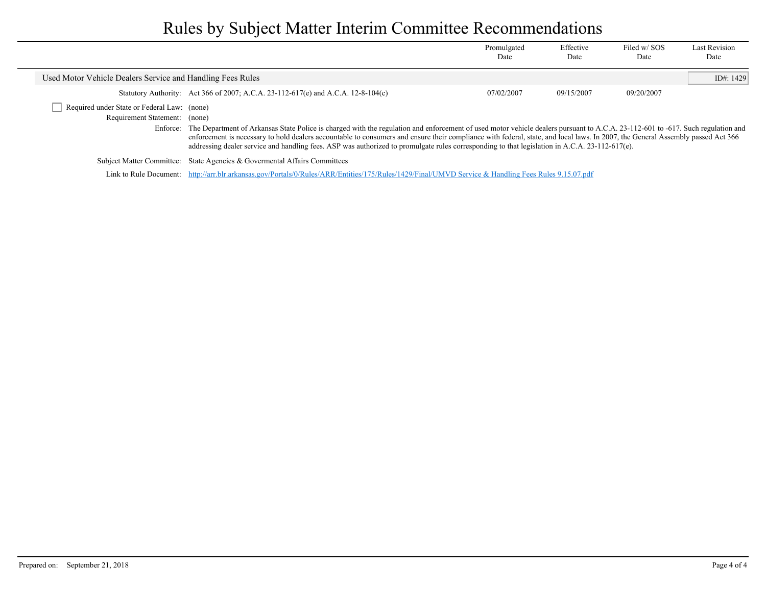# Rules by Subject Matter Interim Committee Recommendations

| | Promulgated Date | Effective Date | Filed w/ SOS Date | Last Revision Date |
|---|---|---|---|---|
| **Used Motor Vehicle Dealers Service and Handling Fees Rules** | | | | ID#: 1429 |
| Statutory Authority: Act 366 of 2007; A.C.A. 23-112-617(e) and A.C.A. 12-8-104(c) | 07/02/2007 | 09/15/2007 | 09/20/2007 | |

☐ Required under State or Federal Law: (none)

Requirement Statement: (none)

Enforce: The Department of Arkansas State Police is charged with the regulation and enforcement of used motor vehicle dealers pursuant to A.C.A. 23-112-601 to -617. Such regulation and enforcement is necessary to hold dealers accountable to consumers and ensure their compliance with federal, state, and local laws. In 2007, the General Assembly passed Act 366 addressing dealer service and handling fees. ASP was authorized to promulgate rules corresponding to that legislation in A.C.A. 23-112-617(e).

Subject Matter Committee: State Agencies & Govermental Affairs Committees

Link to Rule Document: http://arr.blr.arkansas.gov/Portals/0/Rules/ARR/Entities/175/Rules/1429/Final/UMVD Service & Handling Fees Rules 9.15.07.pdf

Prepared on: September 21, 2018